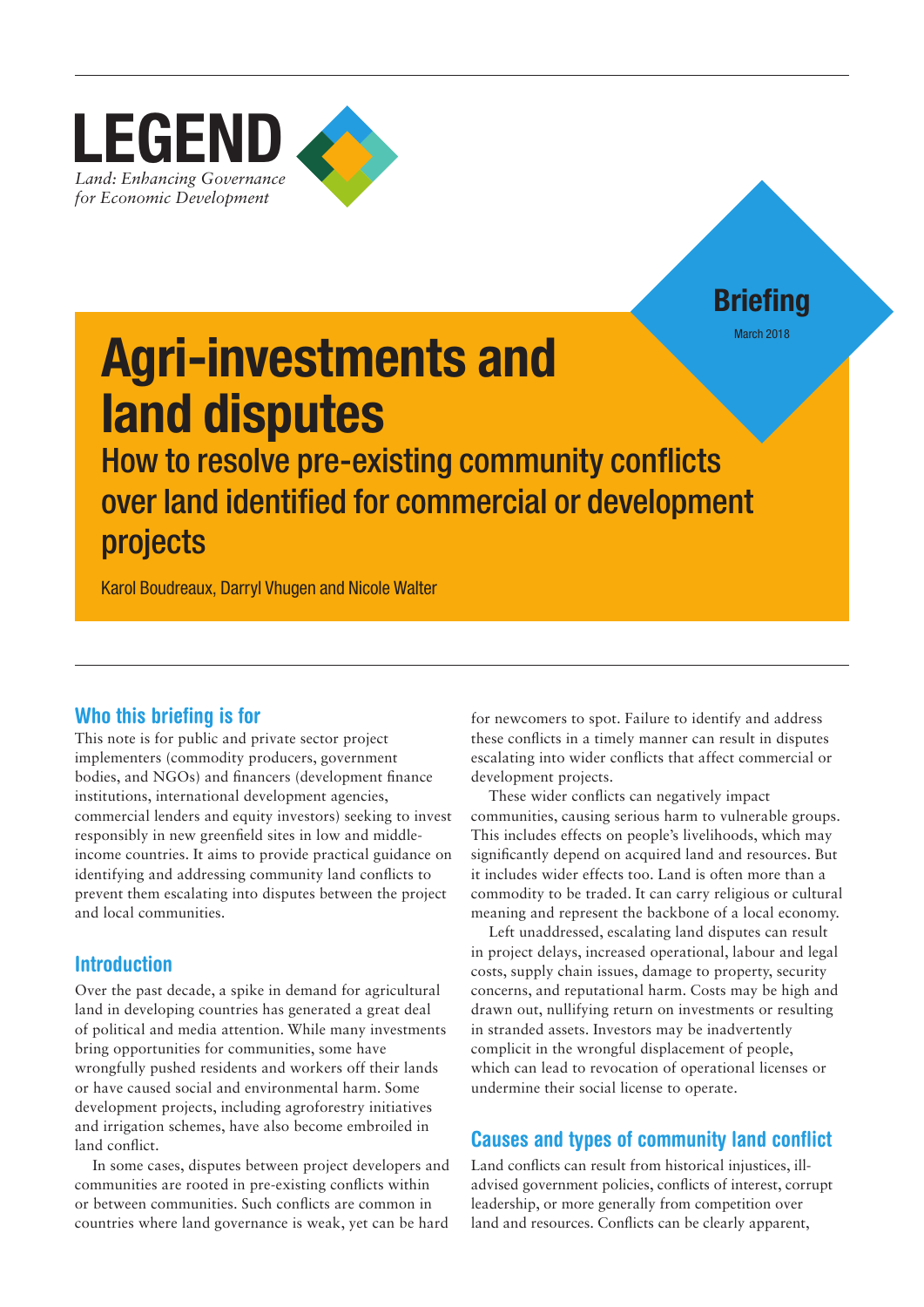# LEGEND

*Land: Enhancing Governance for Economic Development*

**Briefing**

March 2018

# Agri-investments and land disputes

## How to resolve pre-existing community conflicts over land identified for commercial or development projects

Karol Boudreaux, Darryl Vhugen and Nicole Walter

### Who this briefing is for

This note is for public and private sector project implementers (commodity producers, government bodies, and NGOs) and financers (development finance institutions, international development agencies, commercial lenders and equity investors) seeking to invest responsibly in new greenfield sites in low and middle-income countries. It aims to provide practical guidance on identifying and addressing community land conflicts to prevent them escalating into disputes between the project and local communities.

### Introduction

Over the past decade, a spike in demand for agricultural land in developing countries has generated a great deal of political and media attention. While many investments bring opportunities for communities, some have wrongfully pushed residents and workers off their lands or have caused social and environmental harm. Some development projects, including agroforestry initiatives and irrigation schemes, have also become embroiled in land conflict.

In some cases, disputes between project developers and communities are rooted in pre-existing conflicts within or between communities. Such conflicts are common in countries where land governance is weak, yet can be hard for newcomers to spot. Failure to identify and address these conflicts in a timely manner can result in disputes escalating into wider conflicts that affect commercial or development projects.

These wider conflicts can negatively impact communities, causing serious harm to vulnerable groups. This includes effects on people's livelihoods, which may significantly depend on acquired land and resources. But it includes wider effects too. Land is often more than a commodity to be traded. It can carry religious or cultural meaning and represent the backbone of a local economy.

Left unaddressed, escalating land disputes can result in project delays, increased operational, labour and legal costs, supply chain issues, damage to property, security concerns, and reputational harm. Costs may be high and drawn out, nullifying return on investments or resulting in stranded assets. Investors may be inadvertently complicit in the wrongful displacement of people, which can lead to revocation of operational licenses or undermine their social license to operate.

### Causes and types of community land conflict

Land conflicts can result from historical injustices, ill-advised government policies, conflicts of interest, corrupt leadership, or more generally from competition over land and resources. Conflicts can be clearly apparent,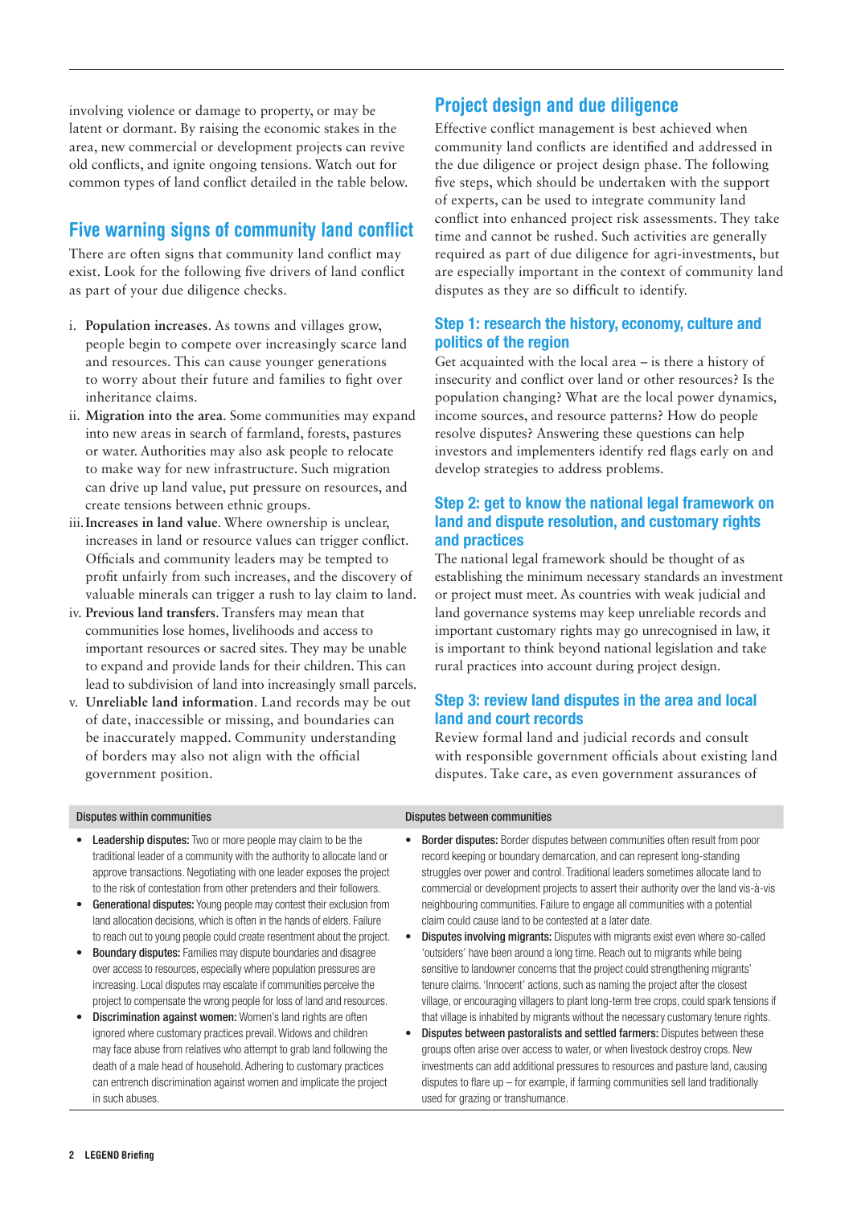involving violence or damage to property, or may be latent or dormant. By raising the economic stakes in the area, new commercial or development projects can revive old conflicts, and ignite ongoing tensions. Watch out for common types of land conflict detailed in the table below.

## Five warning signs of community land conflict

There are often signs that community land conflict may exist. Look for the following five drivers of land conflict as part of your due diligence checks.

i. **Population increases**. As towns and villages grow, people begin to compete over increasingly scarce land and resources. This can cause younger generations to worry about their future and families to fight over inheritance claims.
ii. **Migration into the area**. Some communities may expand into new areas in search of farmland, forests, pastures or water. Authorities may also ask people to relocate to make way for new infrastructure. Such migration can drive up land value, put pressure on resources, and create tensions between ethnic groups.
iii. **Increases in land value**. Where ownership is unclear, increases in land or resource values can trigger conflict. Officials and community leaders may be tempted to profit unfairly from such increases, and the discovery of valuable minerals can trigger a rush to lay claim to land.
iv. **Previous land transfers**. Transfers may mean that communities lose homes, livelihoods and access to important resources or sacred sites. They may be unable to expand and provide lands for their children. This can lead to subdivision of land into increasingly small parcels.
v. **Unreliable land information**. Land records may be out of date, inaccessible or missing, and boundaries can be inaccurately mapped. Community understanding of borders may also not align with the official government position.

## Project design and due diligence

Effective conflict management is best achieved when community land conflicts are identified and addressed in the due diligence or project design phase. The following five steps, which should be undertaken with the support of experts, can be used to integrate community land conflict into enhanced project risk assessments. They take time and cannot be rushed. Such activities are generally required as part of due diligence for agri-investments, but are especially important in the context of community land disputes as they are so difficult to identify.

### Step 1: research the history, economy, culture and politics of the region

Get acquainted with the local area – is there a history of insecurity and conflict over land or other resources? Is the population changing? What are the local power dynamics, income sources, and resource patterns? How do people resolve disputes? Answering these questions can help investors and implementers identify red flags early on and develop strategies to address problems.

### Step 2: get to know the national legal framework on land and dispute resolution, and customary rights and practices

The national legal framework should be thought of as establishing the minimum necessary standards an investment or project must meet. As countries with weak judicial and land governance systems may keep unreliable records and important customary rights may go unrecognised in law, it is important to think beyond national legislation and take rural practices into account during project design.

### Step 3: review land disputes in the area and local land and court records

Review formal land and judicial records and consult with responsible government officials about existing land disputes. Take care, as even government assurances of

| Disputes within communities | Disputes between communities |
|---|---|
| • **Leadership disputes:** Two or more people may claim to be the traditional leader of a community with the authority to allocate land or approve transactions. Negotiating with one leader exposes the project to the risk of contestation from other pretenders and their followers.<br>• **Generational disputes:** Young people may contest their exclusion from land allocation decisions, which is often in the hands of elders. Failure to reach out to young people could create resentment about the project.<br>• **Boundary disputes:** Families may dispute boundaries and disagree over access to resources, especially where population pressures are increasing. Local disputes may escalate if communities perceive the project to compensate the wrong people for loss of land and resources.<br>• **Discrimination against women:** Women's land rights are often ignored where customary practices prevail. Widows and children may face abuse from relatives who attempt to grab land following the death of a male head of household. Adhering to customary practices can entrench discrimination against women and implicate the project in such abuses. | • **Border disputes:** Border disputes between communities often result from poor record keeping or boundary demarcation, and can represent long-standing struggles over power and control. Traditional leaders sometimes allocate land to commercial or development projects to assert their authority over the land vis-à-vis neighbouring communities. Failure to engage all communities with a potential claim could cause land to be contested at a later date.<br>• **Disputes involving migrants:** Disputes with migrants exist even where so-called 'outsiders' have been around a long time. Reach out to migrants while being sensitive to landowner concerns that the project could strengthening migrants' tenure claims. 'Innocent' actions, such as naming the project after the closest village, or encouraging villagers to plant long-term tree crops, could spark tensions if that village is inhabited by migrants without the necessary customary tenure rights.<br>• **Disputes between pastoralists and settled farmers:** Disputes between these groups often arise over access to water, or when livestock destroy crops. New investments can add additional pressures to resources and pasture land, causing disputes to flare up – for example, if farming communities sell land traditionally used for grazing or transhumance. |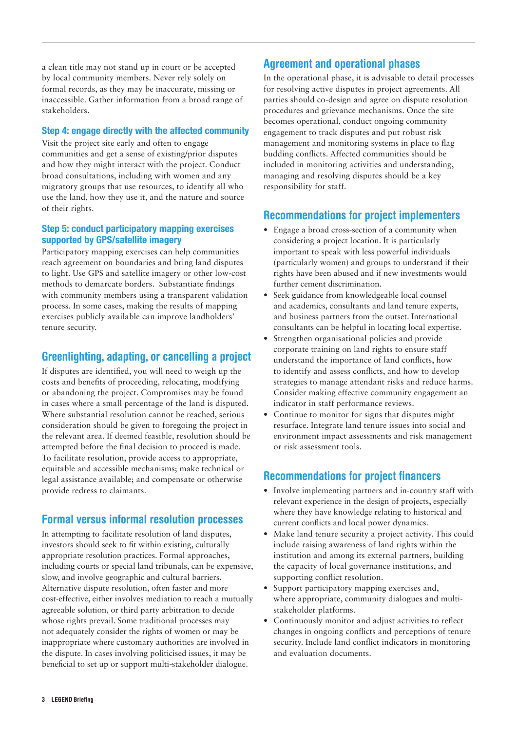a clean title may not stand up in court or be accepted by local community members. Never rely solely on formal records, as they may be inaccurate, missing or inaccessible. Gather information from a broad range of stakeholders.

### Step 4: engage directly with the affected community

Visit the project site early and often to engage communities and get a sense of existing/prior disputes and how they might interact with the project. Conduct broad consultations, including with women and any migratory groups that use resources, to identify all who use the land, how they use it, and the nature and source of their rights.

### Step 5: conduct participatory mapping exercises supported by GPS/satellite imagery

Participatory mapping exercises can help communities reach agreement on boundaries and bring land disputes to light. Use GPS and satellite imagery or other low-cost methods to demarcate borders. Substantiate findings with community members using a transparent validation process. In some cases, making the results of mapping exercises publicly available can improve landholders' tenure security.

## Greenlighting, adapting, or cancelling a project

If disputes are identified, you will need to weigh up the costs and benefits of proceeding, relocating, modifying or abandoning the project. Compromises may be found in cases where a small percentage of the land is disputed. Where substantial resolution cannot be reached, serious consideration should be given to foregoing the project in the relevant area. If deemed feasible, resolution should be attempted before the final decision to proceed is made. To facilitate resolution, provide access to appropriate, equitable and accessible mechanisms; make technical or legal assistance available; and compensate or otherwise provide redress to claimants.

## Formal versus informal resolution processes

In attempting to facilitate resolution of land disputes, investors should seek to fit within existing, culturally appropriate resolution practices. Formal approaches, including courts or special land tribunals, can be expensive, slow, and involve geographic and cultural barriers. Alternative dispute resolution, often faster and more cost-effective, either involves mediation to reach a mutually agreeable solution, or third party arbitration to decide whose rights prevail. Some traditional processes may not adequately consider the rights of women or may be inappropriate where customary authorities are involved in the dispute. In cases involving politicised issues, it may be beneficial to set up or support multi-stakeholder dialogue.

## Agreement and operational phases

In the operational phase, it is advisable to detail processes for resolving active disputes in project agreements. All parties should co-design and agree on dispute resolution procedures and grievance mechanisms. Once the site becomes operational, conduct ongoing community engagement to track disputes and put robust risk management and monitoring systems in place to flag budding conflicts. Affected communities should be included in monitoring activities and understanding, managing and resolving disputes should be a key responsibility for staff.

## Recommendations for project implementers

- Engage a broad cross-section of a community when considering a project location. It is particularly important to speak with less powerful individuals (particularly women) and groups to understand if their rights have been abused and if new investments would further cement discrimination.
- Seek guidance from knowledgeable local counsel and academics, consultants and land tenure experts, and business partners from the outset. International consultants can be helpful in locating local expertise.
- Strengthen organisational policies and provide corporate training on land rights to ensure staff understand the importance of land conflicts, how to identify and assess conflicts, and how to develop strategies to manage attendant risks and reduce harms. Consider making effective community engagement an indicator in staff performance reviews.
- Continue to monitor for signs that disputes might resurface. Integrate land tenure issues into social and environment impact assessments and risk management or risk assessment tools.

## Recommendations for project financers

- Involve implementing partners and in-country staff with relevant experience in the design of projects, especially where they have knowledge relating to historical and current conflicts and local power dynamics.
- Make land tenure security a project activity. This could include raising awareness of land rights within the institution and among its external partners, building the capacity of local governance institutions, and supporting conflict resolution.
- Support participatory mapping exercises and, where appropriate, community dialogues and multi-stakeholder platforms.
- Continuously monitor and adjust activities to reflect changes in ongoing conflicts and perceptions of tenure security. Include land conflict indicators in monitoring and evaluation documents.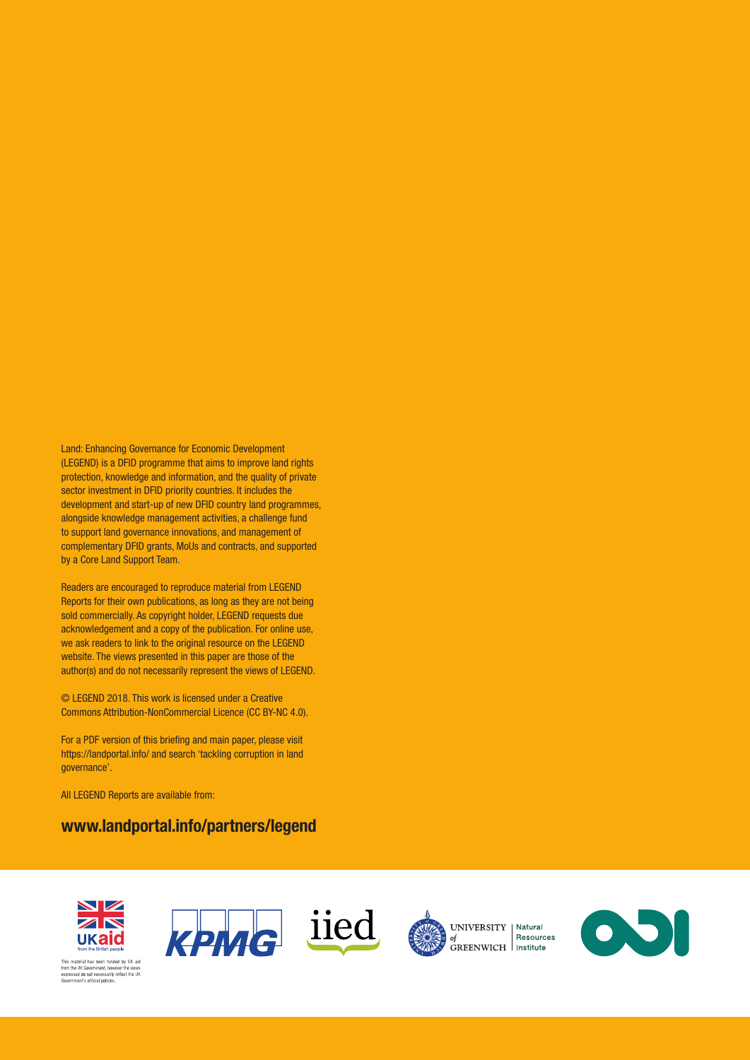Land: Enhancing Governance for Economic Development (LEGEND) is a DFID programme that aims to improve land rights protection, knowledge and information, and the quality of private sector investment in DFID priority countries. It includes the development and start-up of new DFID country land programmes, alongside knowledge management activities, a challenge fund to support land governance innovations, and management of complementary DFID grants, MoUs and contracts, and supported by a Core Land Support Team.

Readers are encouraged to reproduce material from LEGEND Reports for their own publications, as long as they are not being sold commercially. As copyright holder, LEGEND requests due acknowledgement and a copy of the publication. For online use, we ask readers to link to the original resource on the LEGEND website. The views presented in this paper are those of the author(s) and do not necessarily represent the views of LEGEND.

© LEGEND 2018. This work is licensed under a Creative Commons Attribution-NonCommercial Licence (CC BY-NC 4.0).

For a PDF version of this briefing and main paper, please visit https://landportal.info/ and search 'tackling corruption in land governance'.

All LEGEND Reports are available from:

**www.landportal.info/partners/legend**

This material has been funded by UK aid from the UK Government, however the views expressed do not necessarily reflect the UK Government's official policies.